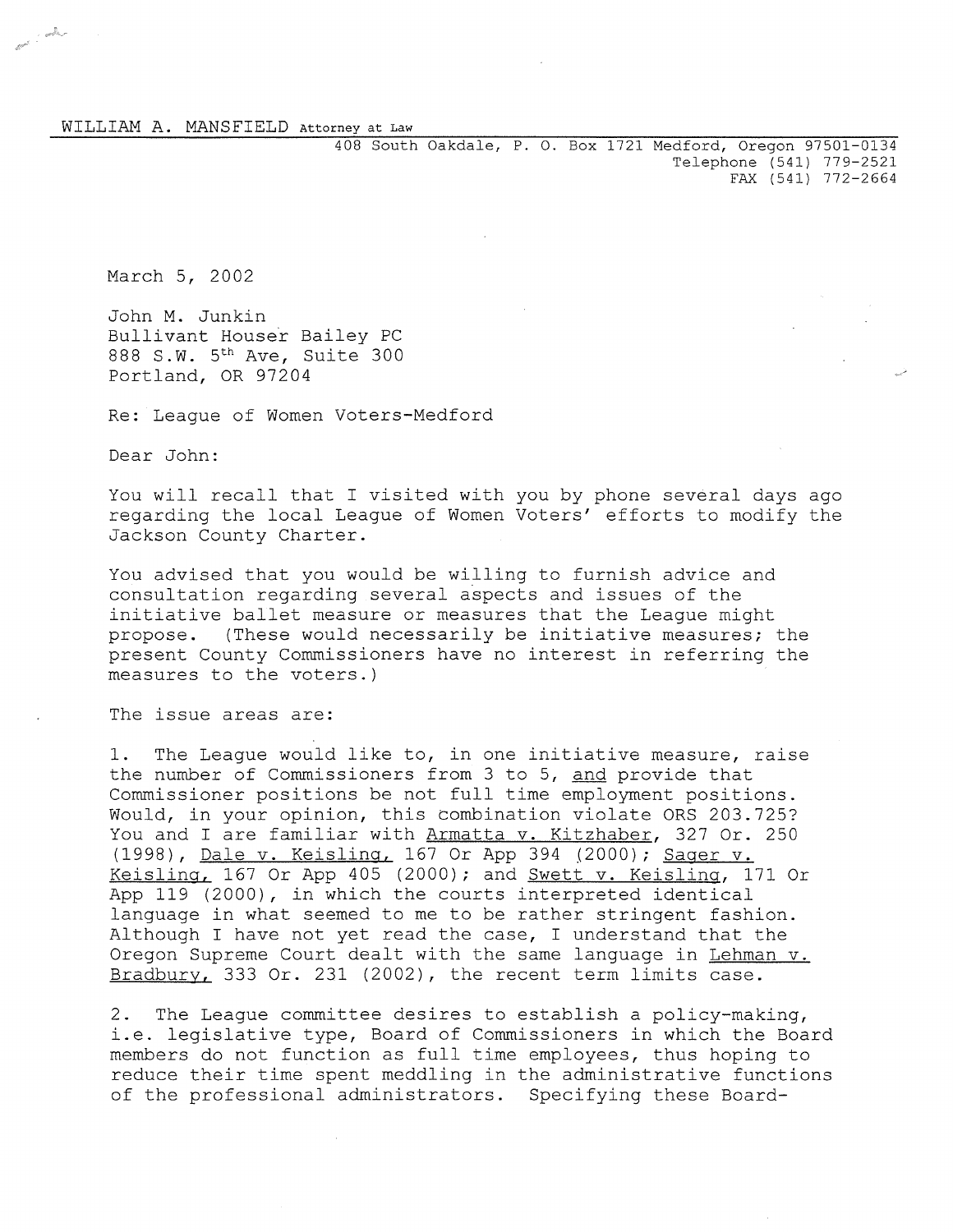WILLIAM A. MANSFIELD Attorney at Law

408 South Oakdale, P. O. Box 1721 Medford, Oregon 97501-0134
Telephone (541) 779-2521
FAX (541) 772-2664

March 5, 2002

John M. Junkin
Bullivant Houser Bailey PC
888 S.W. 5th Ave, Suite 300
Portland, OR 97204

Re: League of Women Voters-Medford

Dear John:

You will recall that I visited with you by phone several days ago regarding the local League of Women Voters' efforts to modify the Jackson County Charter.

You advised that you would be willing to furnish advice and consultation regarding several aspects and issues of the initiative ballot measure or measures that the League might propose. (These would necessarily be initiative measures; the present County Commissioners have no interest in referring the measures to the voters.)

The issue areas are:

1. The League would like to, in one initiative measure, raise the number of Commissioners from 3 to 5, <u>and</u> provide that Commissioner positions be not full time employment positions. Would, in your opinion, this combination violate ORS 203.725? You and I are familiar with <u>Armatta v. Kitzhaber</u>, 327 Or. 250 (1998), <u>Dale v. Keisling</u>, 167 Or App 394 (2000); <u>Sager v. Keisling</u>, 167 Or App 405 (2000); and <u>Swett v. Keisling</u>, 171 Or App 119 (2000), in which the courts interpreted identical language in what seemed to me to be rather stringent fashion. Although I have not yet read the case, I understand that the Oregon Supreme Court dealt with the same language in <u>Lehman v. Bradbury</u>, 333 Or. 231 (2002), the recent term limits case.

2. The League committee desires to establish a policy-making, i.e. legislative type, Board of Commissioners in which the Board members do not function as full time employees, thus hoping to reduce their time spent meddling in the administrative functions of the professional administrators. Specifying these Board-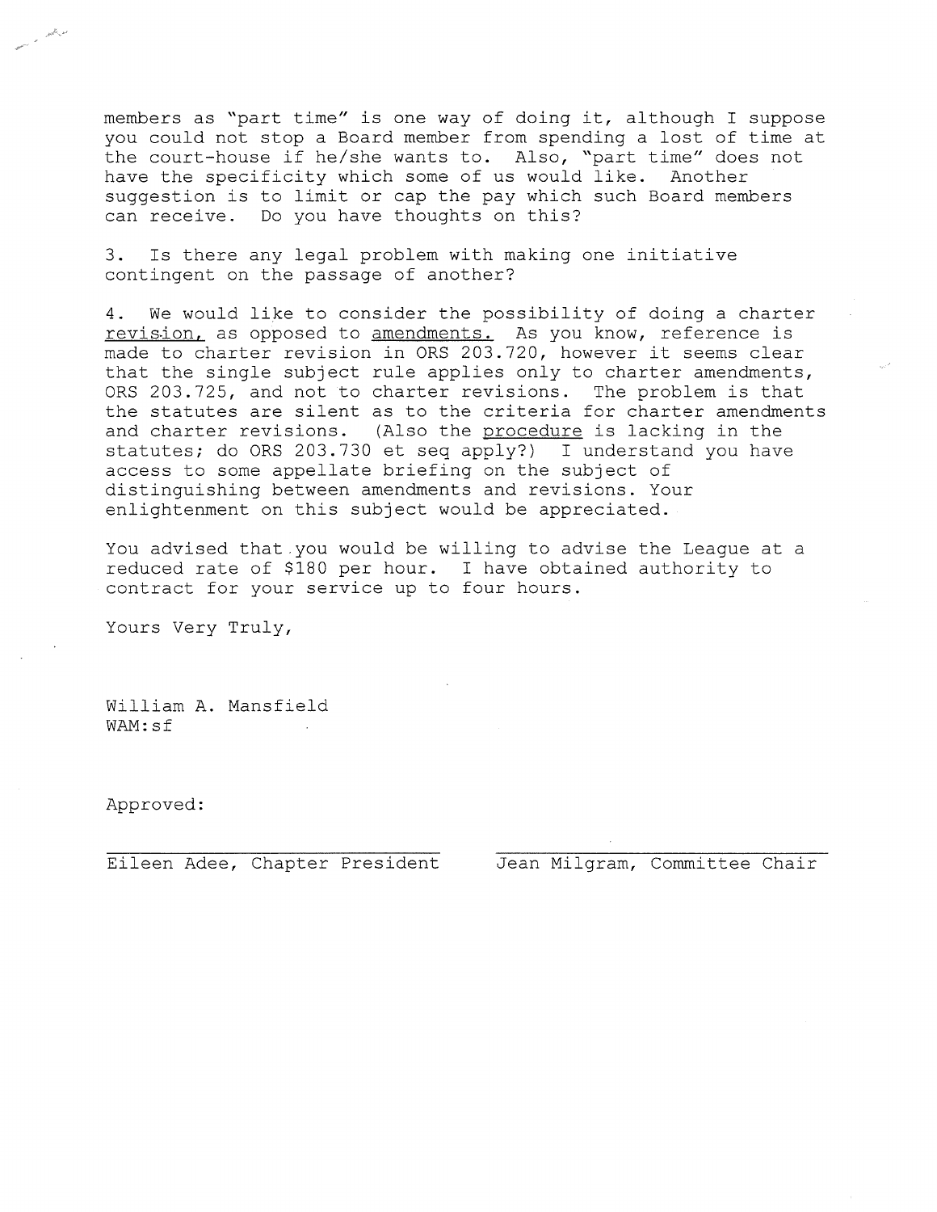members as "part time" is one way of doing it, although I suppose you could not stop a Board member from spending a lost of time at the court-house if he/she wants to. Also, "part time" does not have the specificity which some of us would like. Another suggestion is to limit or cap the pay which such Board members can receive. Do you have thoughts on this?

3. Is there any legal problem with making one initiative contingent on the passage of another?

4. We would like to consider the possibility of doing a charter revision, as opposed to amendments. As you know, reference is made to charter revision in ORS 203.720, however it seems clear that the single subject rule applies only to charter amendments, ORS 203.725, and not to charter revisions. The problem is that the statutes are silent as to the criteria for charter amendments and charter revisions. (Also the procedure is lacking in the statutes; do ORS 203.730 et seq apply?) I understand you have access to some appellate briefing on the subject of distinguishing between amendments and revisions. Your enlightenment on this subject would be appreciated.

You advised that you would be willing to advise the League at a reduced rate of $180 per hour. I have obtained authority to contract for your service up to four hours.

Yours Very Truly,

William A. Mansfield
WAM:sf

Approved:

Eileen Adee, Chapter President          Jean Milgram, Committee Chair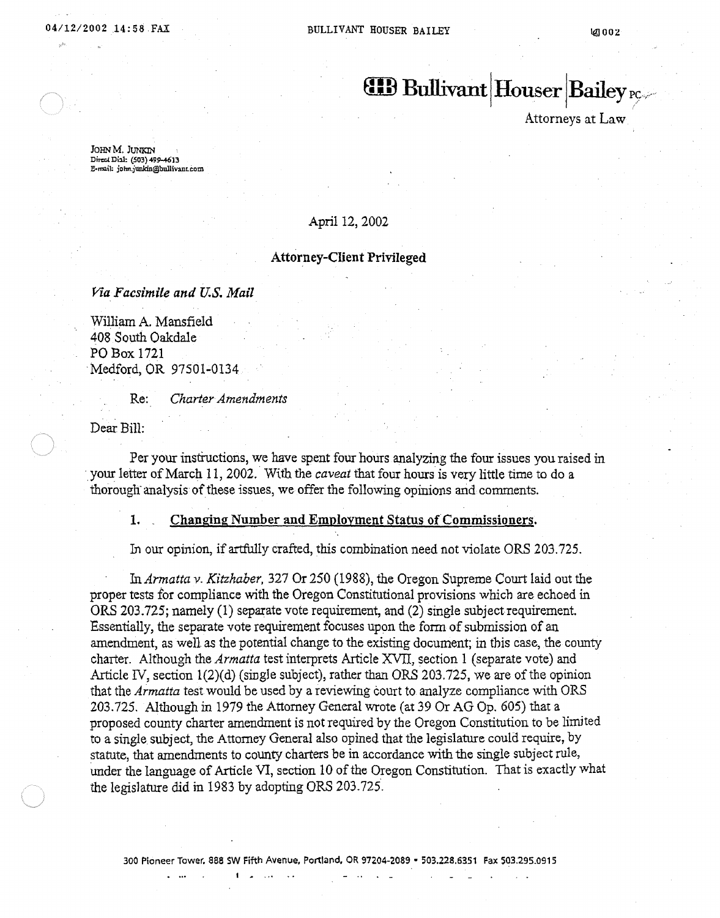**Bullivant | Houser | Bailey PC**

Attorneys at Law

JOHN M. JUNKIN
Direct Dial: (503) 499-4613
E-mail: john.junkin@bullivant.com

April 12, 2002

**Attorney-Client Privileged**

*Via Facsimile and U.S. Mail*

William A. Mansfield
408 South Oakdale
PO Box 1721
Medford, OR 97501-0134

Re: *Charter Amendments*

Dear Bill:

Per your instructions, we have spent four hours analyzing the four issues you raised in your letter of March 11, 2002. With the *caveat* that four hours is very little time to do a thorough analysis of these issues, we offer the following opinions and comments.

1. **Changing Number and Employment Status of Commissioners.**

In our opinion, if artfully crafted, this combination need not violate ORS 203.725.

In *Armatta v. Kitzhaber*, 327 Or 250 (1988), the Oregon Supreme Court laid out the proper tests for compliance with the Oregon Constitutional provisions which are echoed in ORS 203.725; namely (1) separate vote requirement, and (2) single subject requirement. Essentially, the separate vote requirement focuses upon the form of submission of an amendment, as well as the potential change to the existing document; in this case, the county charter. Although the *Armatta* test interprets Article XVII, section 1 (separate vote) and Article IV, section 1(2)(d) (single subject), rather than ORS 203.725, we are of the opinion that the *Armatta* test would be used by a reviewing court to analyze compliance with ORS 203.725. Although in 1979 the Attorney General wrote (at 39 Or AG Op. 605) that a proposed county charter amendment is not required by the Oregon Constitution to be limited to a single subject, the Attorney General also opined that the legislature could require, by statute, that amendments to county charters be in accordance with the single subject rule, under the language of Article VI, section 10 of the Oregon Constitution. That is exactly what the legislature did in 1983 by adopting ORS 203.725.

300 Pioneer Tower, 888 SW Fifth Avenue, Portland, OR 97204-2089 • 503.228.6351 Fax 503.295.0915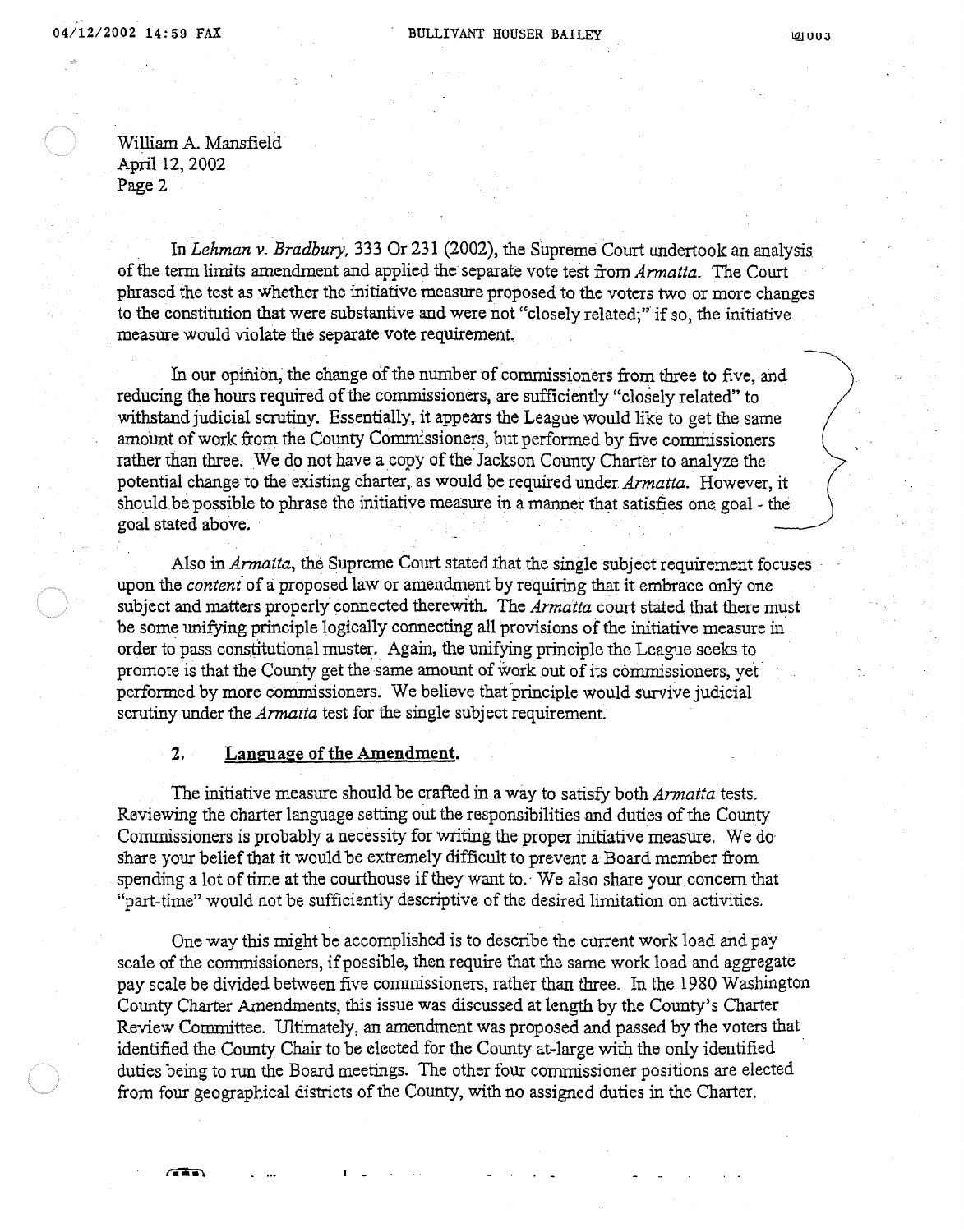William A. Mansfield
April 12, 2002
Page 2

In *Lehman v. Bradbury,* 333 Or 231 (2002), the Supreme Court undertook an analysis of the term limits amendment and applied the separate vote test from *Armatta*. The Court phrased the test as whether the initiative measure proposed to the voters two or more changes to the constitution that were substantive and were not "closely related;" if so, the initiative measure would violate the separate vote requirement.

In our opinion, the change of the number of commissioners from three to five, and reducing the hours required of the commissioners, are sufficiently "closely related" to withstand judicial scrutiny. Essentially, it appears the League would like to get the same amount of work from the County Commissioners, but performed by five commissioners rather than three. We do not have a copy of the Jackson County Charter to analyze the potential change to the existing charter, as would be required under *Armatta*. However, it should be possible to phrase the initiative measure in a manner that satisfies one goal - the goal stated above.

Also in *Armatta*, the Supreme Court stated that the single subject requirement focuses upon the *content* of a proposed law or amendment by requiring that it embrace only one subject and matters properly connected therewith. The *Armatta* court stated that there must be some unifying principle logically connecting all provisions of the initiative measure in order to pass constitutional muster. Again, the unifying principle the League seeks to promote is that the County get the same amount of work out of its commissioners, yet performed by more commissioners. We believe that principle would survive judicial scrutiny under the *Armatta* test for the single subject requirement.

**2. Language of the Amendment.**

The initiative measure should be crafted in a way to satisfy both *Armatta* tests. Reviewing the charter language setting out the responsibilities and duties of the County Commissioners is probably a necessity for writing the proper initiative measure. We do share your belief that it would be extremely difficult to prevent a Board member from spending a lot of time at the courthouse if they want to. We also share your concern that "part-time" would not be sufficiently descriptive of the desired limitation on activities.

One way this might be accomplished is to describe the current work load and pay scale of the commissioners, if possible, then require that the same work load and aggregate pay scale be divided between five commissioners, rather than three. In the 1980 Washington County Charter Amendments, this issue was discussed at length by the County's Charter Review Committee. Ultimately, an amendment was proposed and passed by the voters that identified the County Chair to be elected for the County at-large with the only identified duties being to run the Board meetings. The other four commissioner positions are elected from four geographical districts of the County, with no assigned duties in the Charter.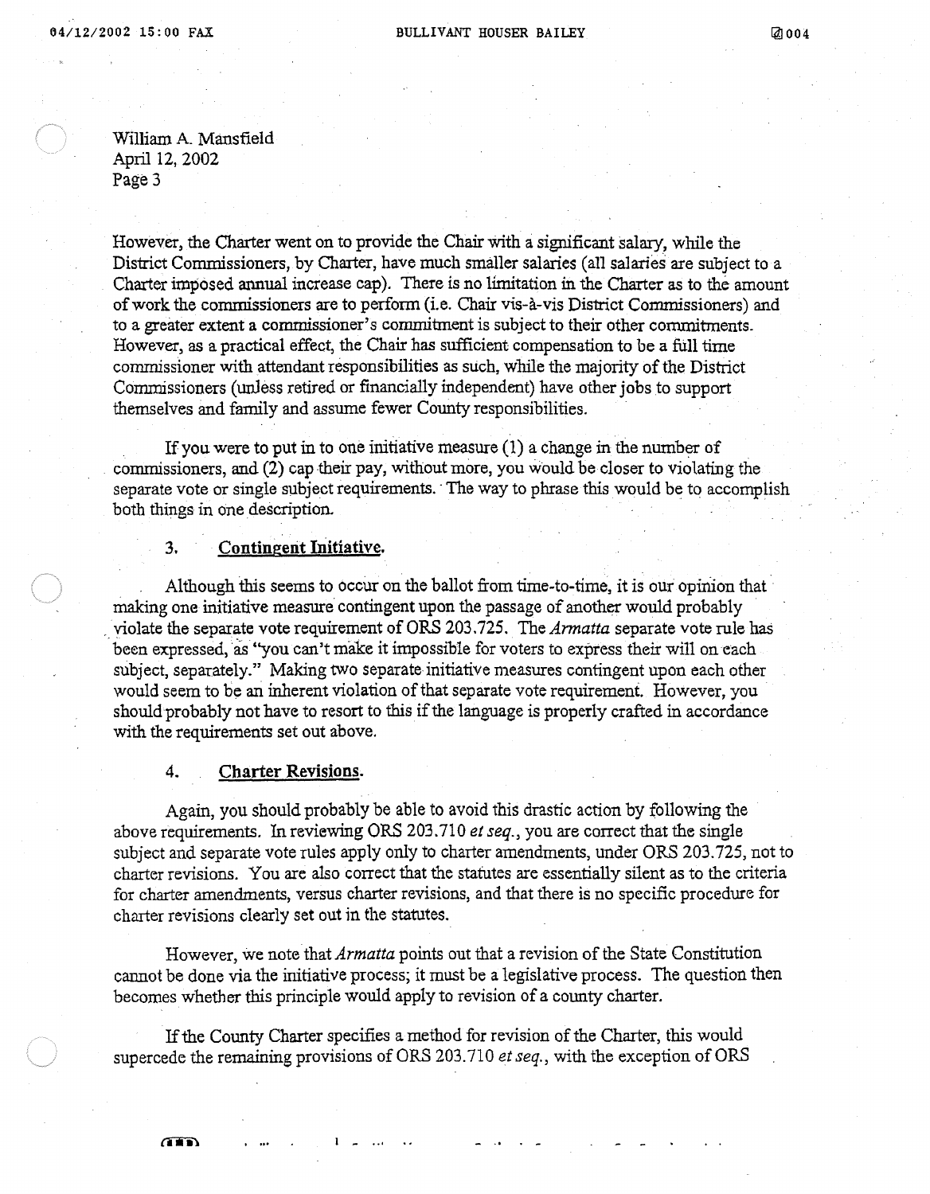William A. Mansfield
April 12, 2002
Page 3

However, the Charter went on to provide the Chair with a significant salary, while the District Commissioners, by Charter, have much smaller salaries (all salaries are subject to a Charter imposed annual increase cap). There is no limitation in the Charter as to the amount of work the commissioners are to perform (i.e. Chair vis-à-vis District Commissioners) and to a greater extent a commissioner's commitment is subject to their other commitments. However, as a practical effect, the Chair has sufficient compensation to be a full time commissioner with attendant responsibilities as such, while the majority of the District Commissioners (unless retired or financially independent) have other jobs to support themselves and family and assume fewer County responsibilities.

If you were to put in to one initiative measure (1) a change in the number of commissioners, and (2) cap their pay, without more, you would be closer to violating the separate vote or single subject requirements. The way to phrase this would be to accomplish both things in one description.

### 3. Contingent Initiative.

Although this seems to occur on the ballot from time-to-time, it is our opinion that making one initiative measure contingent upon the passage of another would probably violate the separate vote requirement of ORS 203.725. The *Armatta* separate vote rule has been expressed, as "you can't make it impossible for voters to express their will on each subject, separately." Making two separate initiative measures contingent upon each other would seem to be an inherent violation of that separate vote requirement. However, you should probably not have to resort to this if the language is properly crafted in accordance with the requirements set out above.

### 4. Charter Revisions.

Again, you should probably be able to avoid this drastic action by following the above requirements. In reviewing ORS 203.710 *et seq.*, you are correct that the single subject and separate vote rules apply only to charter amendments, under ORS 203.725, not to charter revisions. You are also correct that the statutes are essentially silent as to the criteria for charter amendments, versus charter revisions, and that there is no specific procedure for charter revisions clearly set out in the statutes.

However, we note that *Armatta* points out that a revision of the State Constitution cannot be done via the initiative process; it must be a legislative process. The question then becomes whether this principle would apply to revision of a county charter.

If the County Charter specifies a method for revision of the Charter, this would supercede the remaining provisions of ORS 203.710 *et seq.*, with the exception of ORS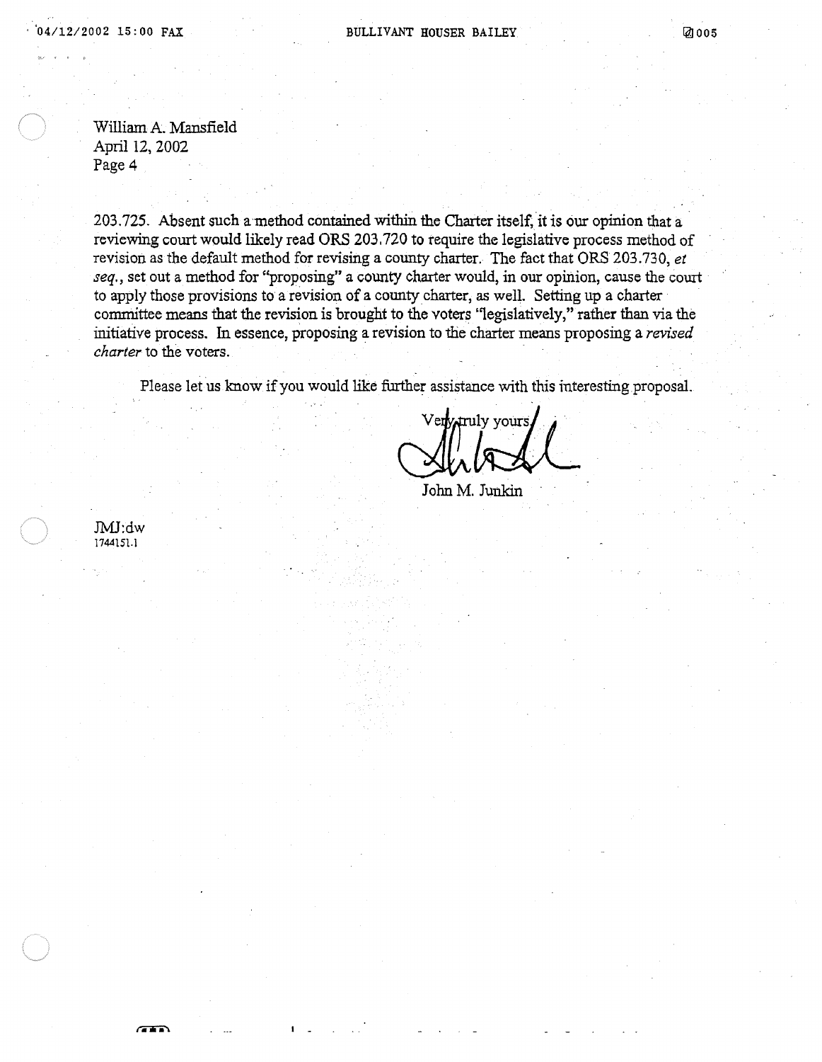William A. Mansfield
April 12, 2002
Page 4

203.725. Absent such a method contained within the Charter itself, it is our opinion that a reviewing court would likely read ORS 203.720 to require the legislative process method of revision as the default method for revising a county charter. The fact that ORS 203.730, *et seq.*, set out a method for "proposing" a county charter would, in our opinion, cause the court to apply those provisions to a revision of a county charter, as well. Setting up a charter committee means that the revision is brought to the voters "legislatively," rather than via the initiative process. In essence, proposing a revision to the charter means proposing a *revised charter* to the voters.

Please let us know if you would like further assistance with this interesting proposal.

Very truly yours,

John M. Junkin

JMJ:dw
1744151.1